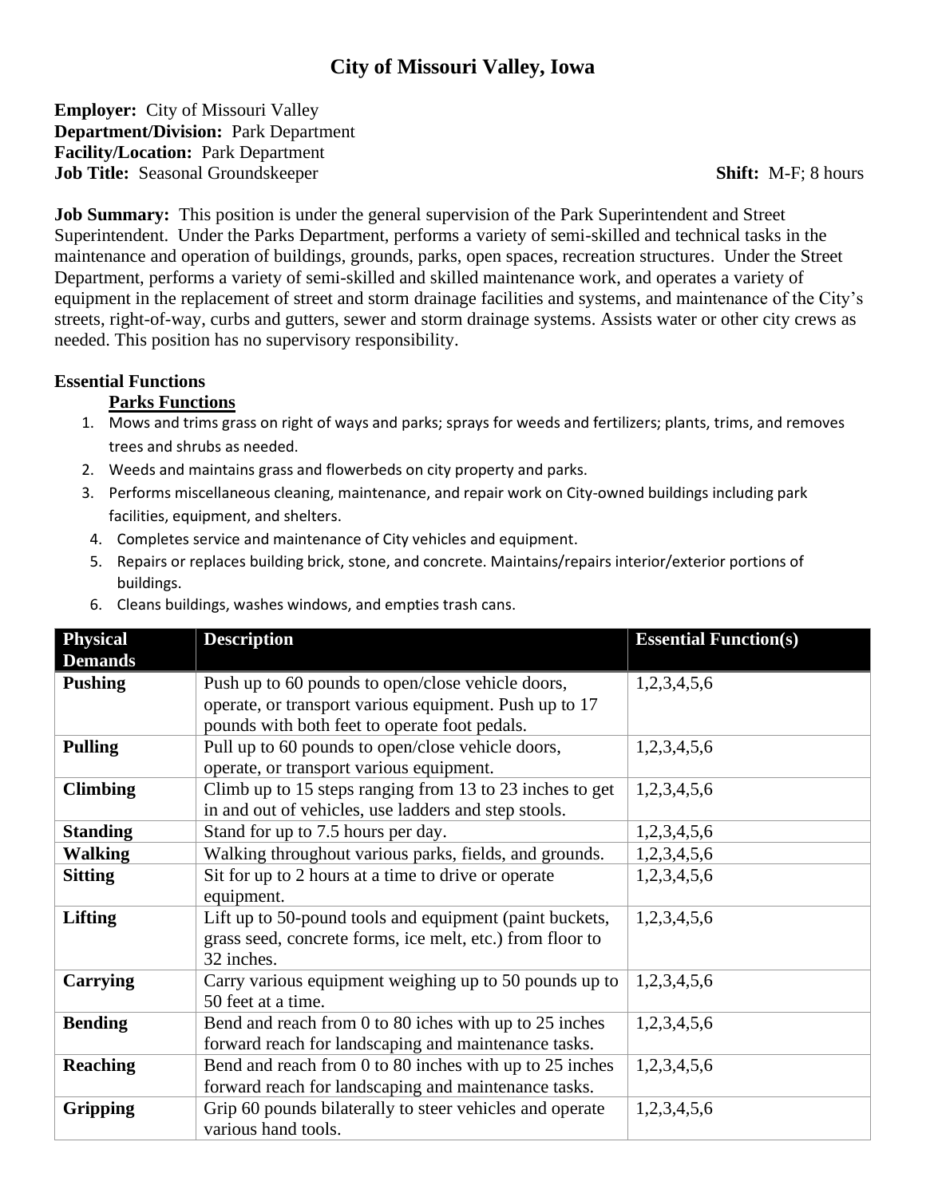# City of Missouri Valley, Iowa

**Employer:** City of Missouri Valley
**Department/Division:** Park Department
**Facility/Location:** Park Department
**Job Title:** Seasonal Groundskeeper **Shift:** M-F; 8 hours

**Job Summary:** This position is under the general supervision of the Park Superintendent and Street Superintendent. Under the Parks Department, performs a variety of semi-skilled and technical tasks in the maintenance and operation of buildings, grounds, parks, open spaces, recreation structures. Under the Street Department, performs a variety of semi-skilled and skilled maintenance work, and operates a variety of equipment in the replacement of street and storm drainage facilities and systems, and maintenance of the City's streets, right-of-way, curbs and gutters, sewer and storm drainage systems. Assists water or other city crews as needed. This position has no supervisory responsibility.

**Essential Functions**

**Parks Functions**

1. Mows and trims grass on right of ways and parks; sprays for weeds and fertilizers; plants, trims, and removes trees and shrubs as needed.
2. Weeds and maintains grass and flowerbeds on city property and parks.
3. Performs miscellaneous cleaning, maintenance, and repair work on City-owned buildings including park facilities, equipment, and shelters.
4. Completes service and maintenance of City vehicles and equipment.
5. Repairs or replaces building brick, stone, and concrete. Maintains/repairs interior/exterior portions of buildings.
6. Cleans buildings, washes windows, and empties trash cans.

| Physical Demands | Description | Essential Function(s) |
|---|---|---|
| **Pushing** | Push up to 60 pounds to open/close vehicle doors, operate, or transport various equipment. Push up to 17 pounds with both feet to operate foot pedals. | 1,2,3,4,5,6 |
| **Pulling** | Pull up to 60 pounds to open/close vehicle doors, operate, or transport various equipment. | 1,2,3,4,5,6 |
| **Climbing** | Climb up to 15 steps ranging from 13 to 23 inches to get in and out of vehicles, use ladders and step stools. | 1,2,3,4,5,6 |
| **Standing** | Stand for up to 7.5 hours per day. | 1,2,3,4,5,6 |
| **Walking** | Walking throughout various parks, fields, and grounds. | 1,2,3,4,5,6 |
| **Sitting** | Sit for up to 2 hours at a time to drive or operate equipment. | 1,2,3,4,5,6 |
| **Lifting** | Lift up to 50-pound tools and equipment (paint buckets, grass seed, concrete forms, ice melt, etc.) from floor to 32 inches. | 1,2,3,4,5,6 |
| **Carrying** | Carry various equipment weighing up to 50 pounds up to 50 feet at a time. | 1,2,3,4,5,6 |
| **Bending** | Bend and reach from 0 to 80 iches with up to 25 inches forward reach for landscaping and maintenance tasks. | 1,2,3,4,5,6 |
| **Reaching** | Bend and reach from 0 to 80 inches with up to 25 inches forward reach for landscaping and maintenance tasks. | 1,2,3,4,5,6 |
| **Gripping** | Grip 60 pounds bilaterally to steer vehicles and operate various hand tools. | 1,2,3,4,5,6 |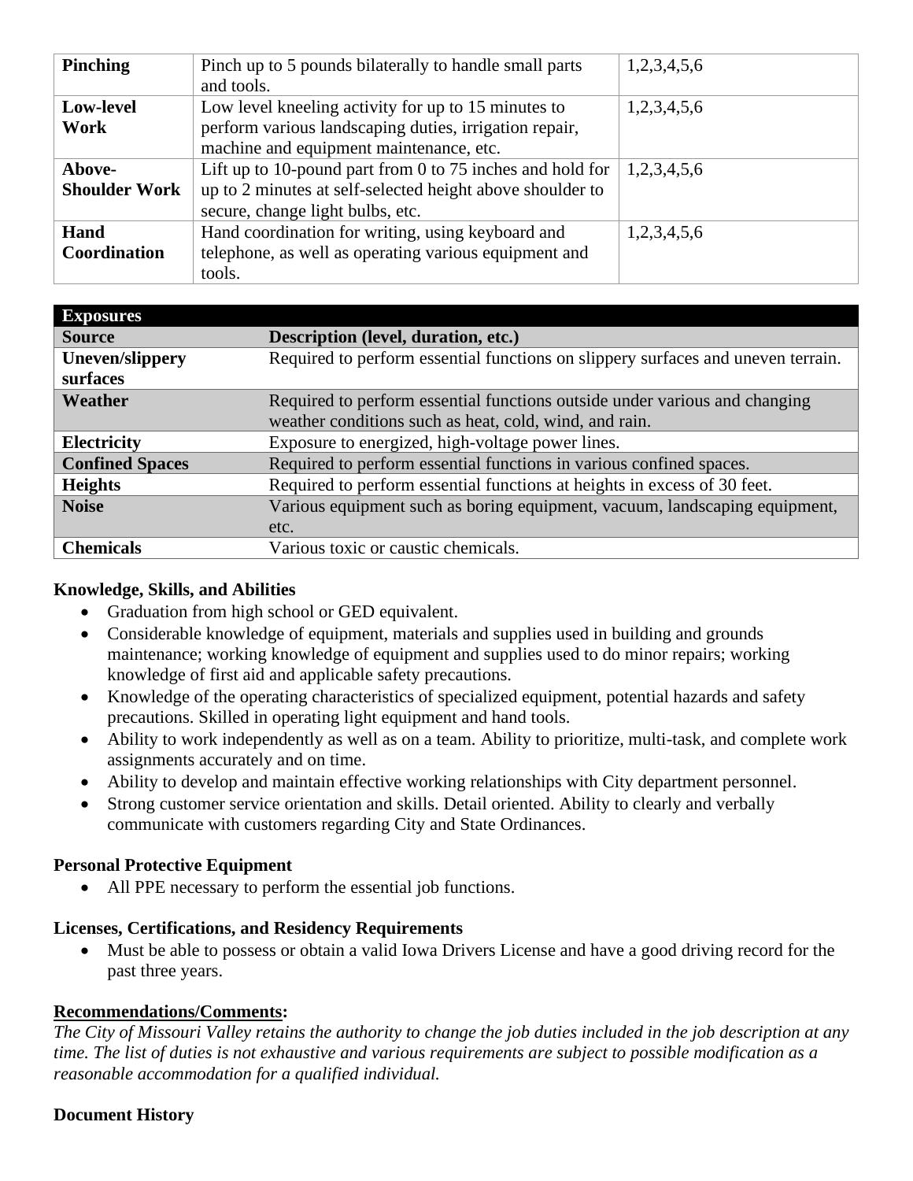| | | |
|---|---|---|
| **Pinching** | Pinch up to 5 pounds bilaterally to handle small parts and tools. | 1,2,3,4,5,6 |
| **Low-level Work** | Low level kneeling activity for up to 15 minutes to perform various landscaping duties, irrigation repair, machine and equipment maintenance, etc. | 1,2,3,4,5,6 |
| **Above-Shoulder Work** | Lift up to 10-pound part from 0 to 75 inches and hold for up to 2 minutes at self-selected height above shoulder to secure, change light bulbs, etc. | 1,2,3,4,5,6 |
| **Hand Coordination** | Hand coordination for writing, using keyboard and telephone, as well as operating various equipment and tools. | 1,2,3,4,5,6 |

| **Exposures** | |
|---|---|
| **Source** | **Description (level, duration, etc.)** |
| **Uneven/slippery surfaces** | Required to perform essential functions on slippery surfaces and uneven terrain. |
| **Weather** | Required to perform essential functions outside under various and changing weather conditions such as heat, cold, wind, and rain. |
| **Electricity** | Exposure to energized, high-voltage power lines. |
| **Confined Spaces** | Required to perform essential functions in various confined spaces. |
| **Heights** | Required to perform essential functions at heights in excess of 30 feet. |
| **Noise** | Various equipment such as boring equipment, vacuum, landscaping equipment, etc. |
| **Chemicals** | Various toxic or caustic chemicals. |

**Knowledge, Skills, and Abilities**

- Graduation from high school or GED equivalent.
- Considerable knowledge of equipment, materials and supplies used in building and grounds maintenance; working knowledge of equipment and supplies used to do minor repairs; working knowledge of first aid and applicable safety precautions.
- Knowledge of the operating characteristics of specialized equipment, potential hazards and safety precautions. Skilled in operating light equipment and hand tools.
- Ability to work independently as well as on a team. Ability to prioritize, multi-task, and complete work assignments accurately and on time.
- Ability to develop and maintain effective working relationships with City department personnel.
- Strong customer service orientation and skills. Detail oriented. Ability to clearly and verbally communicate with customers regarding City and State Ordinances.

**Personal Protective Equipment**

- All PPE necessary to perform the essential job functions.

**Licenses, Certifications, and Residency Requirements**

- Must be able to possess or obtain a valid Iowa Drivers License and have a good driving record for the past three years.

**Recommendations/Comments:**

*The City of Missouri Valley retains the authority to change the job duties included in the job description at any time. The list of duties is not exhaustive and various requirements are subject to possible modification as a reasonable accommodation for a qualified individual.*

**Document History**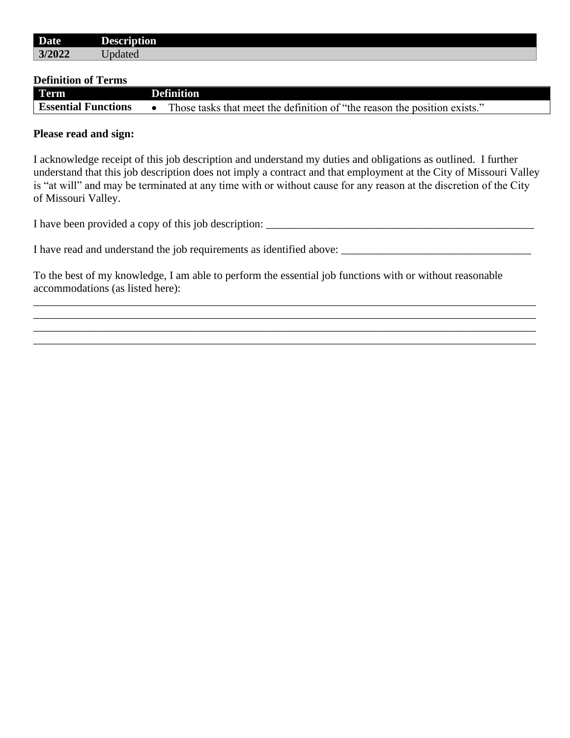| Date | Description |
| --- | --- |
| **3/2022** | Updated |

**Definition of Terms**

| Term | Definition |
| --- | --- |
| **Essential Functions** | • Those tasks that meet the definition of "the reason the position exists." |

**Please read and sign:**

I acknowledge receipt of this job description and understand my duties and obligations as outlined. I further understand that this job description does not imply a contract and that employment at the City of Missouri Valley is "at will" and may be terminated at any time with or without cause for any reason at the discretion of the City of Missouri Valley.

I have been provided a copy of this job description: ___________________________________________________

I have read and understand the job requirements as identified above: __________________________________

To the best of my knowledge, I am able to perform the essential job functions with or without reasonable accommodations (as listed here):

______________________________________________________________________________________________

______________________________________________________________________________________________

______________________________________________________________________________________________

______________________________________________________________________________________________